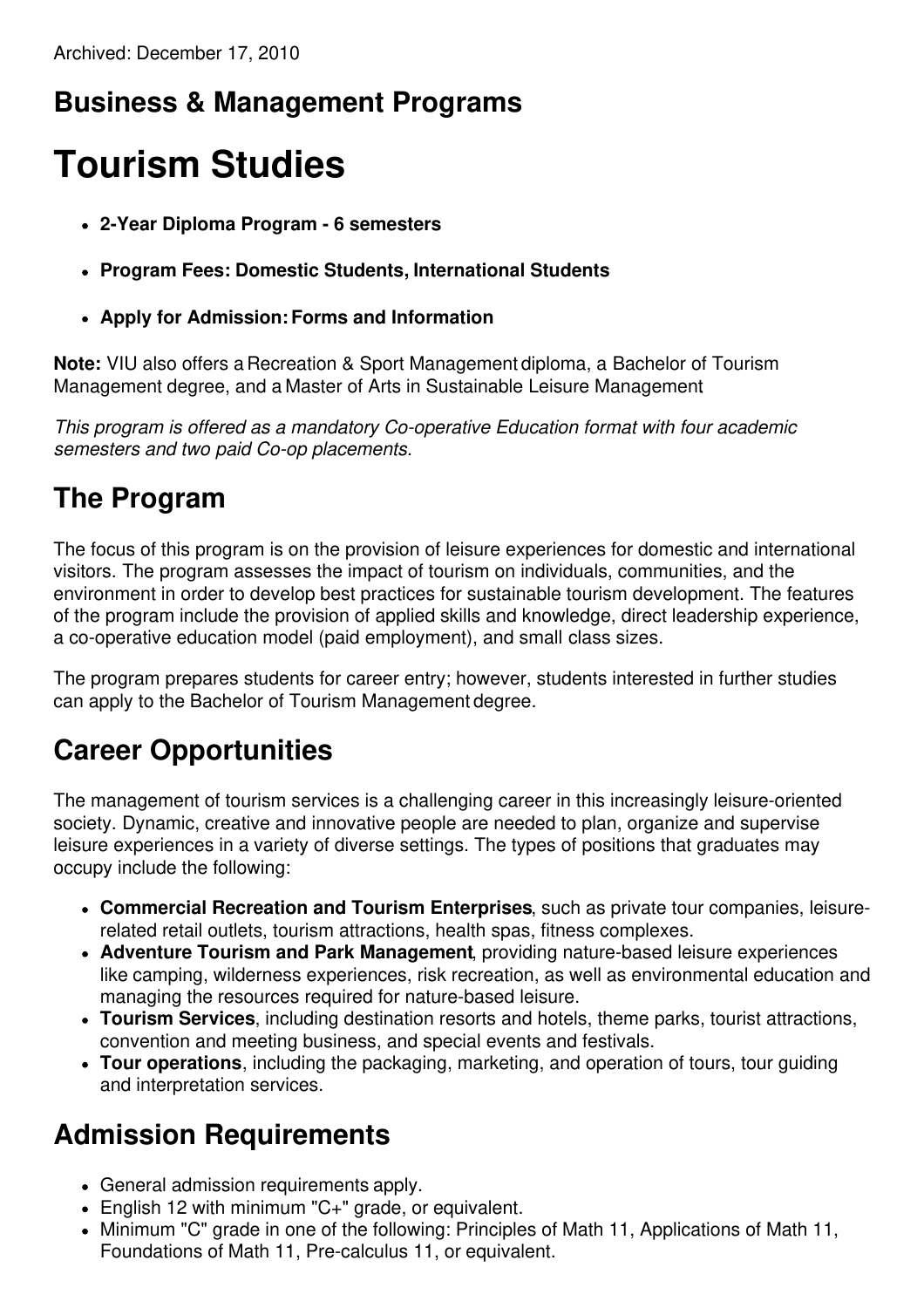Archived: December 17, 2010

## Business & Management Programs

# Tourism Studies

- **2-Year Diploma Program - 6 semesters**
- **Program Fees: Domestic Students, International Students**
- **Apply for Admission: Forms and Information**

**Note:** VIU also offers a Recreation & Sport Management diploma, a Bachelor of Tourism Management degree, and a Master of Arts in Sustainable Leisure Management

*This program is offered as a mandatory Co-operative Education format with four academic semesters and two paid Co-op placements.*

## The Program

The focus of this program is on the provision of leisure experiences for domestic and international visitors. The program assesses the impact of tourism on individuals, communities, and the environment in order to develop best practices for sustainable tourism development. The features of the program include the provision of applied skills and knowledge, direct leadership experience, a co-operative education model (paid employment), and small class sizes.

The program prepares students for career entry; however, students interested in further studies can apply to the Bachelor of Tourism Management degree.

## Career Opportunities

The management of tourism services is a challenging career in this increasingly leisure-oriented society. Dynamic, creative and innovative people are needed to plan, organize and supervise leisure experiences in a variety of diverse settings. The types of positions that graduates may occupy include the following:

- **Commercial Recreation and Tourism Enterprises**, such as private tour companies, leisure-related retail outlets, tourism attractions, health spas, fitness complexes.
- **Adventure Tourism and Park Management**, providing nature-based leisure experiences like camping, wilderness experiences, risk recreation, as well as environmental education and managing the resources required for nature-based leisure.
- **Tourism Services**, including destination resorts and hotels, theme parks, tourist attractions, convention and meeting business, and special events and festivals.
- **Tour operations**, including the packaging, marketing, and operation of tours, tour guiding and interpretation services.

## Admission Requirements

- General admission requirements apply.
- English 12 with minimum "C+" grade, or equivalent.
- Minimum "C" grade in one of the following: Principles of Math 11, Applications of Math 11, Foundations of Math 11, Pre-calculus 11, or equivalent.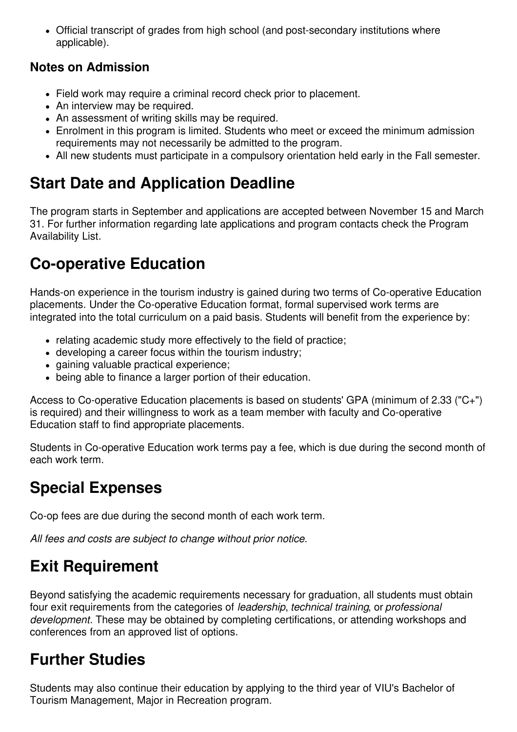- Official transcript of grades from high school (and post-secondary institutions where applicable).

### Notes on Admission

- Field work may require a criminal record check prior to placement.
- An interview may be required.
- An assessment of writing skills may be required.
- Enrolment in this program is limited. Students who meet or exceed the minimum admission requirements may not necessarily be admitted to the program.
- All new students must participate in a compulsory orientation held early in the Fall semester.

## Start Date and Application Deadline

The program starts in September and applications are accepted between November 15 and March 31. For further information regarding late applications and program contacts check the Program Availability List.

## Co-operative Education

Hands-on experience in the tourism industry is gained during two terms of Co-operative Education placements. Under the Co-operative Education format, formal supervised work terms are integrated into the total curriculum on a paid basis. Students will benefit from the experience by:

- relating academic study more effectively to the field of practice;
- developing a career focus within the tourism industry;
- gaining valuable practical experience;
- being able to finance a larger portion of their education.

Access to Co-operative Education placements is based on students' GPA (minimum of 2.33 ("C+") is required) and their willingness to work as a team member with faculty and Co-operative Education staff to find appropriate placements.

Students in Co-operative Education work terms pay a fee, which is due during the second month of each work term.

## Special Expenses

Co-op fees are due during the second month of each work term.

*All fees and costs are subject to change without prior notice.*

## Exit Requirement

Beyond satisfying the academic requirements necessary for graduation, all students must obtain four exit requirements from the categories of *leadership*, *technical training*, or *professional development*. These may be obtained by completing certifications, or attending workshops and conferences from an approved list of options.

## Further Studies

Students may also continue their education by applying to the third year of VIU's Bachelor of Tourism Management, Major in Recreation program.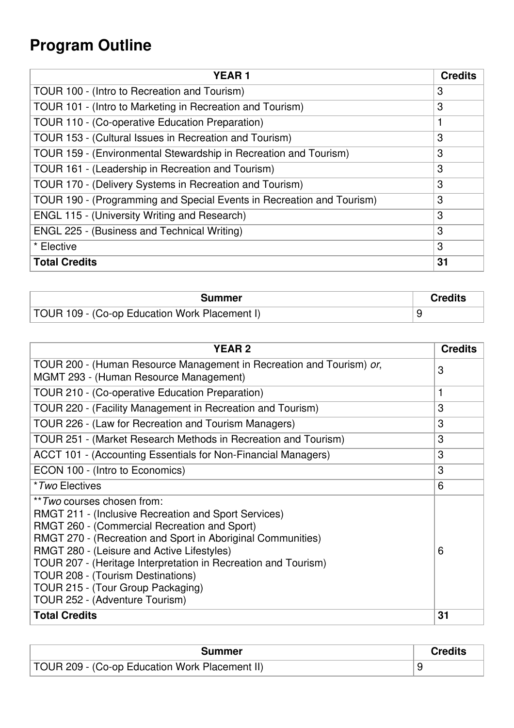# Program Outline

| YEAR 1 | Credits |
|---|---|
| TOUR 100 - (Intro to Recreation and Tourism) | 3 |
| TOUR 101 - (Intro to Marketing in Recreation and Tourism) | 3 |
| TOUR 110 - (Co-operative Education Preparation) | 1 |
| TOUR 153 - (Cultural Issues in Recreation and Tourism) | 3 |
| TOUR 159 - (Environmental Stewardship in Recreation and Tourism) | 3 |
| TOUR 161 - (Leadership in Recreation and Tourism) | 3 |
| TOUR 170 - (Delivery Systems in Recreation and Tourism) | 3 |
| TOUR 190 - (Programming and Special Events in Recreation and Tourism) | 3 |
| ENGL 115 - (University Writing and Research) | 3 |
| ENGL 225 - (Business and Technical Writing) | 3 |
| * Elective | 3 |
| **Total Credits** | **31** |

| Summer | Credits |
|---|---|
| TOUR 109 - (Co-op Education Work Placement I) | 9 |

| YEAR 2 | Credits |
|---|---|
| TOUR 200 - (Human Resource Management in Recreation and Tourism) *or*, MGMT 293 - (Human Resource Management) | 3 |
| TOUR 210 - (Co-operative Education Preparation) | 1 |
| TOUR 220 - (Facility Management in Recreation and Tourism) | 3 |
| TOUR 226 - (Law for Recreation and Tourism Managers) | 3 |
| TOUR 251 - (Market Research Methods in Recreation and Tourism) | 3 |
| ACCT 101 - (Accounting Essentials for Non-Financial Managers) | 3 |
| ECON 100 - (Intro to Economics) | 3 |
| **Two* Electives | 6 |
| ***Two* courses chosen from:<br>RMGT 211 - (Inclusive Recreation and Sport Services)<br>RMGT 260 - (Commercial Recreation and Sport)<br>RMGT 270 - (Recreation and Sport in Aboriginal Communities)<br>RMGT 280 - (Leisure and Active Lifestyles)<br>TOUR 207 - (Heritage Interpretation in Recreation and Tourism)<br>TOUR 208 - (Tourism Destinations)<br>TOUR 215 - (Tour Group Packaging)<br>TOUR 252 - (Adventure Tourism) | 6 |
| **Total Credits** | **31** |

| Summer | Credits |
|---|---|
| TOUR 209 - (Co-op Education Work Placement II) | 9 |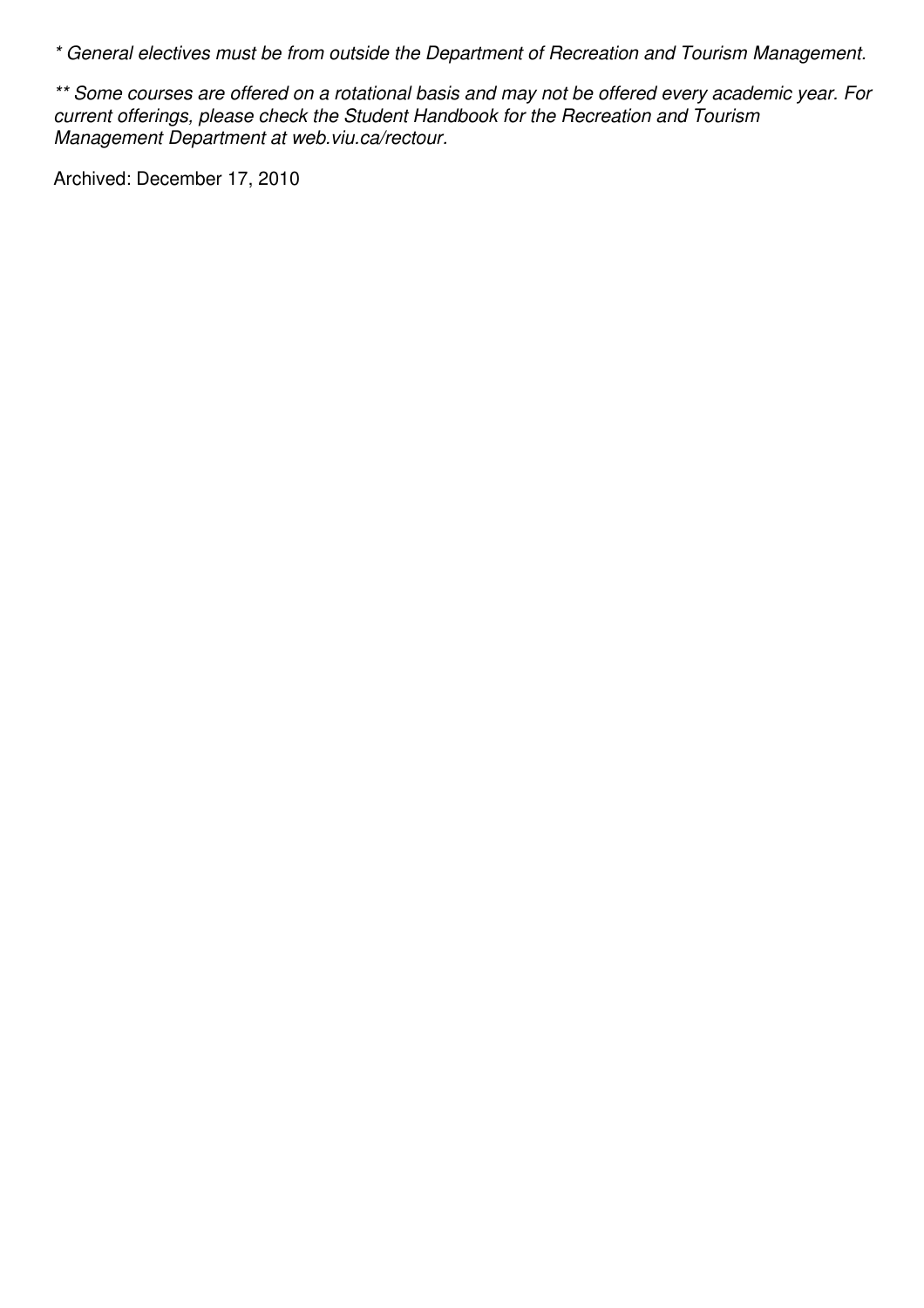*\* General electives must be from outside the Department of Recreation and Tourism Management.*

*\*\* Some courses are offered on a rotational basis and may not be offered every academic year. For current offerings, please check the Student Handbook for the Recreation and Tourism Management Department at web.viu.ca/rectour.*

Archived: December 17, 2010